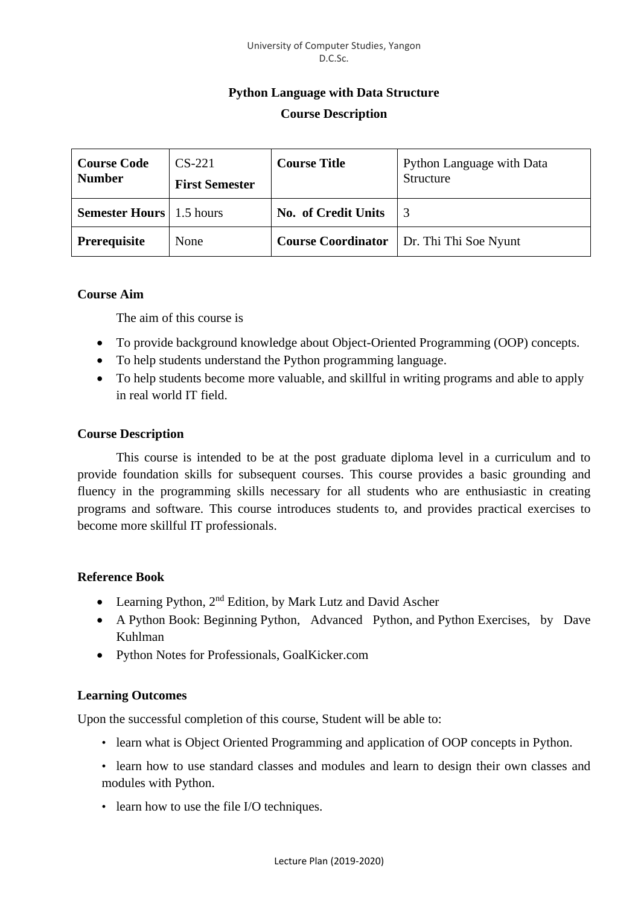# Python Language with Data Structure

## Course Description

| **Course Code Number** | CS-221 **First Semester** | **Course Title** | Python Language with Data Structure |
|---|---|---|---|
| **Semester Hours** | 1.5 hours | **No. of Credit Units** | 3 |
| **Prerequisite** | None | **Course Coordinator** | Dr. Thi Thi Soe Nyunt |

### Course Aim

The aim of this course is

- To provide background knowledge about Object-Oriented Programming (OOP) concepts.
- To help students understand the Python programming language.
- To help students become more valuable, and skillful in writing programs and able to apply in real world IT field.

### Course Description

This course is intended to be at the post graduate diploma level in a curriculum and to provide foundation skills for subsequent courses. This course provides a basic grounding and fluency in the programming skills necessary for all students who are enthusiastic in creating programs and software. This course introduces students to, and provides practical exercises to become more skillful IT professionals.

### Reference Book

- Learning Python, 2nd Edition, by Mark Lutz and David Ascher
- A Python Book: Beginning Python, Advanced Python, and Python Exercises, by Dave Kuhlman
- Python Notes for Professionals, GoalKicker.com

### Learning Outcomes

Upon the successful completion of this course, Student will be able to:

- learn what is Object Oriented Programming and application of OOP concepts in Python.
- learn how to use standard classes and modules and learn to design their own classes and modules with Python.
- learn how to use the file I/O techniques.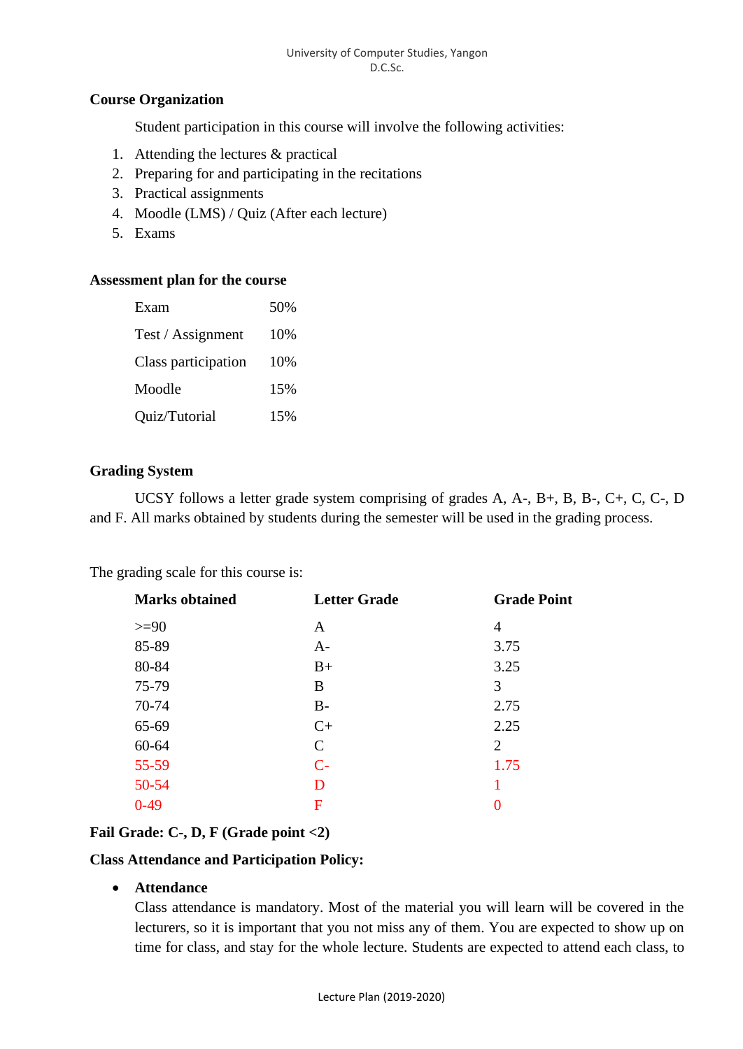**Course Organization**

Student participation in this course will involve the following activities:

1. Attending the lectures & practical
2. Preparing for and participating in the recitations
3. Practical assignments
4. Moodle (LMS) / Quiz (After each lecture)
5. Exams

**Assessment plan for the course**

| | |
|---|---|
| Exam | 50% |
| Test / Assignment | 10% |
| Class participation | 10% |
| Moodle | 15% |
| Quiz/Tutorial | 15% |

**Grading System**

UCSY follows a letter grade system comprising of grades A, A-, B+, B, B-, C+, C, C-, D and F. All marks obtained by students during the semester will be used in the grading process.

The grading scale for this course is:

| Marks obtained | Letter Grade | Grade Point |
|---|---|---|
| >=90 | A | 4 |
| 85-89 | A- | 3.75 |
| 80-84 | B+ | 3.25 |
| 75-79 | B | 3 |
| 70-74 | B- | 2.75 |
| 65-69 | C+ | 2.25 |
| 60-64 | C | 2 |
| 55-59 | C- | 1.75 |
| 50-54 | D | 1 |
| 0-49 | F | 0 |

**Fail Grade: C-, D, F (Grade point <2)**

**Class Attendance and Participation Policy:**

- **Attendance**
  Class attendance is mandatory. Most of the material you will learn will be covered in the lecturers, so it is important that you not miss any of them. You are expected to show up on time for class, and stay for the whole lecture. Students are expected to attend each class, to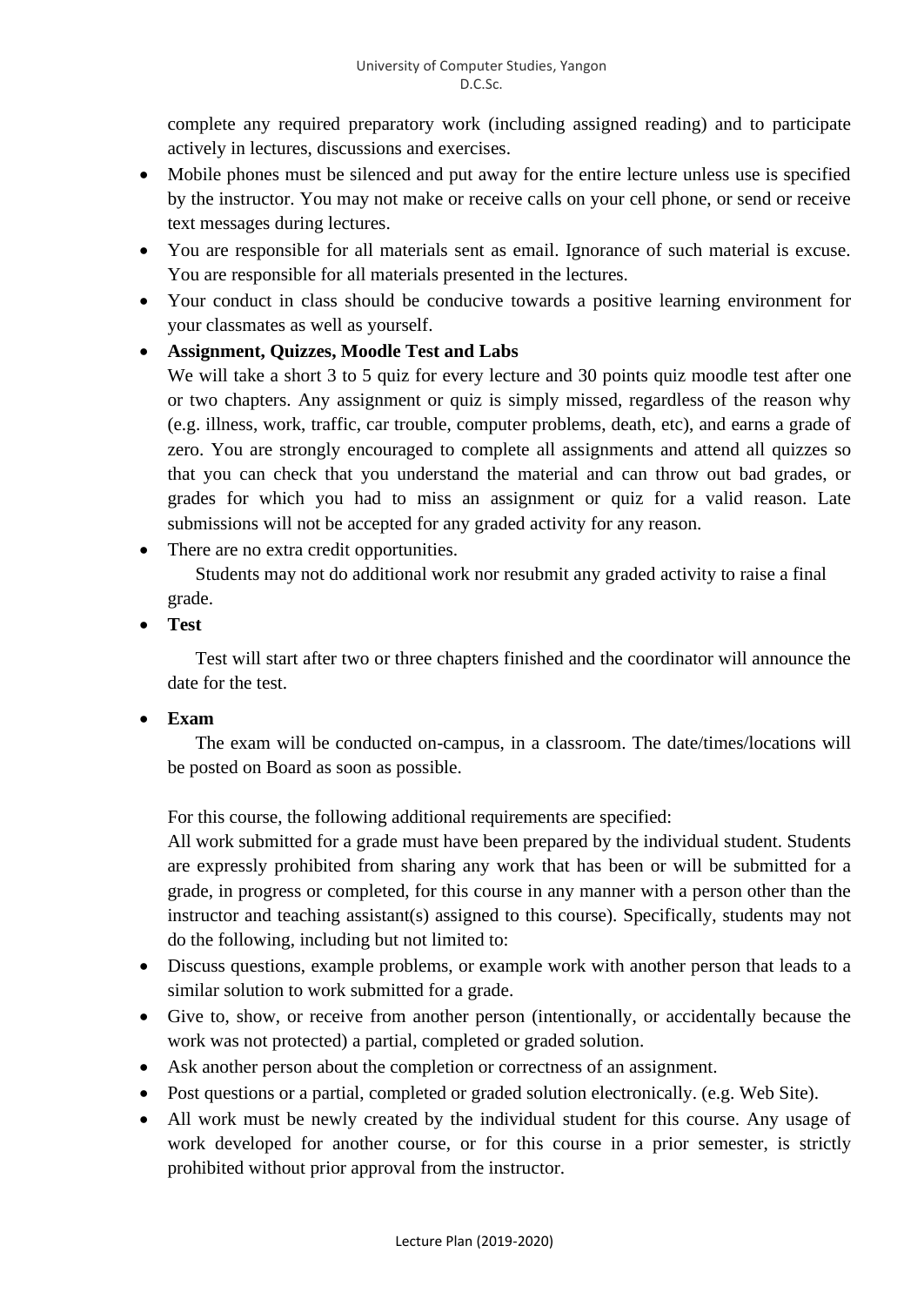complete any required preparatory work (including assigned reading) and to participate actively in lectures, discussions and exercises.

- Mobile phones must be silenced and put away for the entire lecture unless use is specified by the instructor. You may not make or receive calls on your cell phone, or send or receive text messages during lectures.
- You are responsible for all materials sent as email. Ignorance of such material is excuse. You are responsible for all materials presented in the lectures.
- Your conduct in class should be conducive towards a positive learning environment for your classmates as well as yourself.
- **Assignment, Quizzes, Moodle Test and Labs**

  We will take a short 3 to 5 quiz for every lecture and 30 points quiz moodle test after one or two chapters. Any assignment or quiz is simply missed, regardless of the reason why (e.g. illness, work, traffic, car trouble, computer problems, death, etc), and earns a grade of zero. You are strongly encouraged to complete all assignments and attend all quizzes so that you can check that you understand the material and can throw out bad grades, or grades for which you had to miss an assignment or quiz for a valid reason. Late submissions will not be accepted for any graded activity for any reason.
- There are no extra credit opportunities.

  Students may not do additional work nor resubmit any graded activity to raise a final grade.
- **Test**

  Test will start after two or three chapters finished and the coordinator will announce the date for the test.
- **Exam**

  The exam will be conducted on-campus, in a classroom. The date/times/locations will be posted on Board as soon as possible.

  For this course, the following additional requirements are specified:

  All work submitted for a grade must have been prepared by the individual student. Students are expressly prohibited from sharing any work that has been or will be submitted for a grade, in progress or completed, for this course in any manner with a person other than the instructor and teaching assistant(s) assigned to this course). Specifically, students may not do the following, including but not limited to:
- Discuss questions, example problems, or example work with another person that leads to a similar solution to work submitted for a grade.
- Give to, show, or receive from another person (intentionally, or accidentally because the work was not protected) a partial, completed or graded solution.
- Ask another person about the completion or correctness of an assignment.
- Post questions or a partial, completed or graded solution electronically. (e.g. Web Site).
- All work must be newly created by the individual student for this course. Any usage of work developed for another course, or for this course in a prior semester, is strictly prohibited without prior approval from the instructor.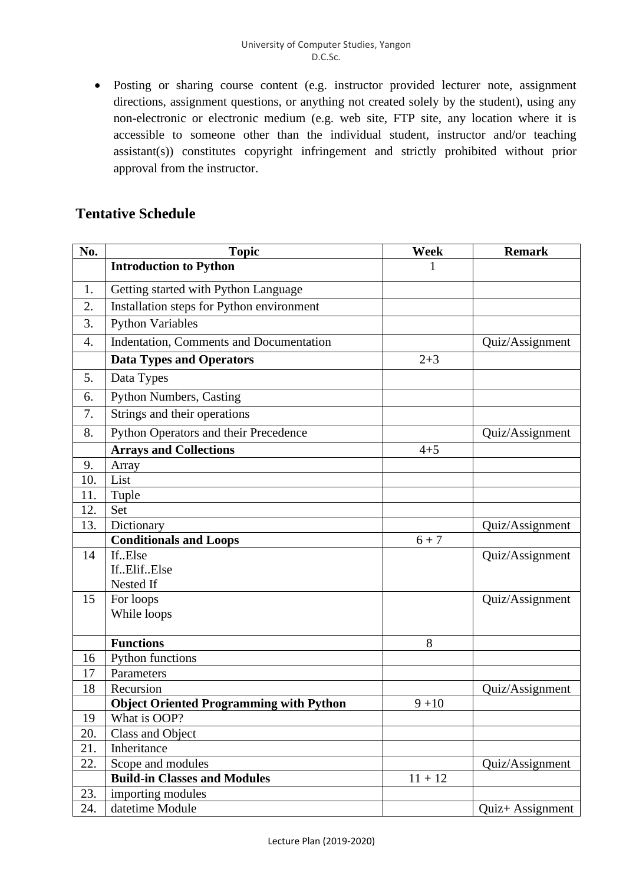- Posting or sharing course content (e.g. instructor provided lecturer note, assignment directions, assignment questions, or anything not created solely by the student), using any non-electronic or electronic medium (e.g. web site, FTP site, any location where it is accessible to someone other than the individual student, instructor and/or teaching assistant(s)) constitutes copyright infringement and strictly prohibited without prior approval from the instructor.

## Tentative Schedule

| No. | Topic | Week | Remark |
|---|---|---|---|
| | **Introduction to Python** | 1 | |
| 1. | Getting started with Python Language | | |
| 2. | Installation steps for Python environment | | |
| 3. | Python Variables | | |
| 4. | Indentation, Comments and Documentation | | Quiz/Assignment |
| | **Data Types and Operators** | 2+3 | |
| 5. | Data Types | | |
| 6. | Python Numbers, Casting | | |
| 7. | Strings and their operations | | |
| 8. | Python Operators and their Precedence | | Quiz/Assignment |
| | **Arrays and Collections** | 4+5 | |
| 9. | Array | | |
| 10. | List | | |
| 11. | Tuple | | |
| 12. | Set | | |
| 13. | Dictionary | | Quiz/Assignment |
| | **Conditionals and Loops** | 6 + 7 | |
| 14 | If..Else<br>If..Elif..Else<br>Nested If | | Quiz/Assignment |
| 15 | For loops<br>While loops | | Quiz/Assignment |
| | **Functions** | 8 | |
| 16 | Python functions | | |
| 17 | Parameters | | |
| 18 | Recursion | | Quiz/Assignment |
| | **Object Oriented Programming with Python** | 9 +10 | |
| 19 | What is OOP? | | |
| 20. | Class and Object | | |
| 21. | Inheritance | | |
| 22. | Scope and modules | | Quiz/Assignment |
| | **Build-in Classes and Modules** | 11 + 12 | |
| 23. | importing modules | | |
| 24. | datetime Module | | Quiz+ Assignment |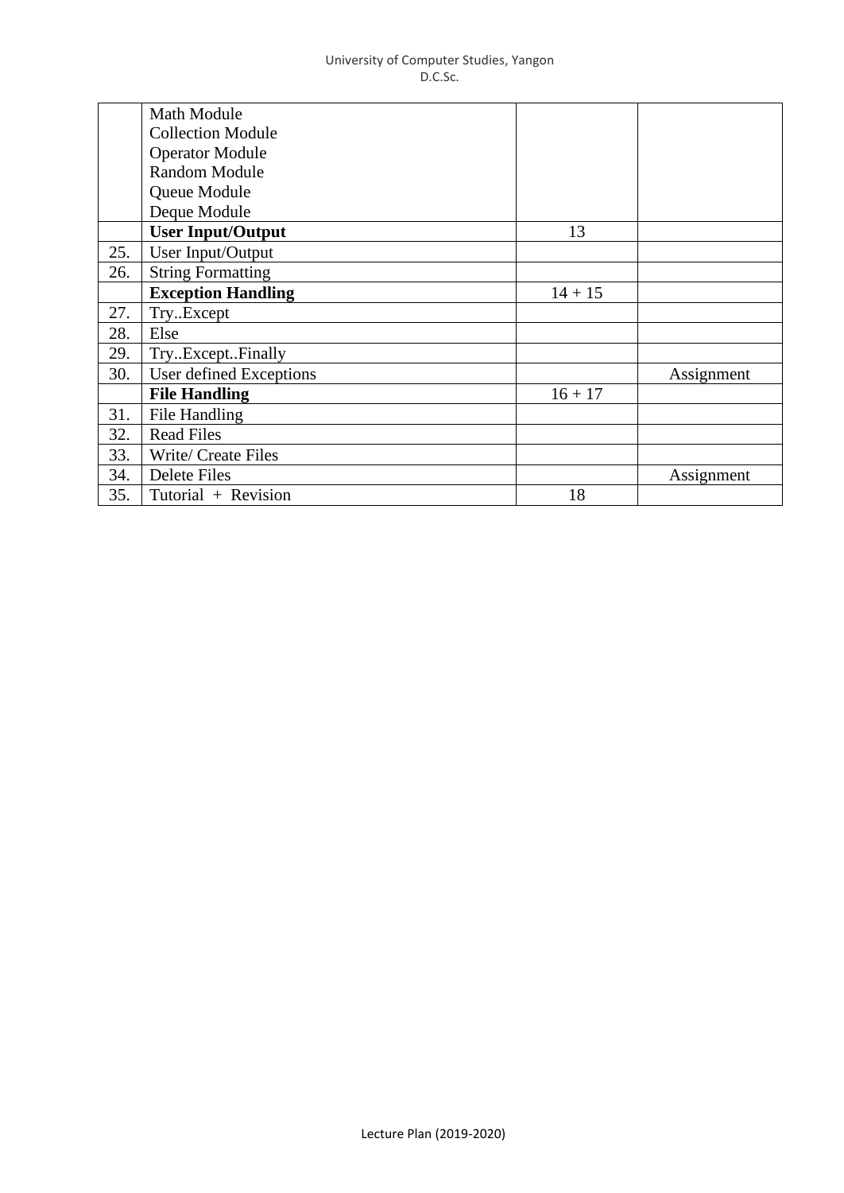| | | | |
|---|---|---|---|
| | Math Module<br>Collection Module<br>Operator Module<br>Random Module<br>Queue Module<br>Deque Module | | |
| | **User Input/Output** | 13 | |
| 25. | User Input/Output | | |
| 26. | String Formatting | | |
| | **Exception Handling** | 14 + 15 | |
| 27. | Try..Except | | |
| 28. | Else | | |
| 29. | Try..Except..Finally | | |
| 30. | User defined Exceptions | | Assignment |
| | **File Handling** | 16 + 17 | |
| 31. | File Handling | | |
| 32. | Read Files | | |
| 33. | Write/ Create Files | | |
| 34. | Delete Files | | Assignment |
| 35. | Tutorial + Revision | 18 | |